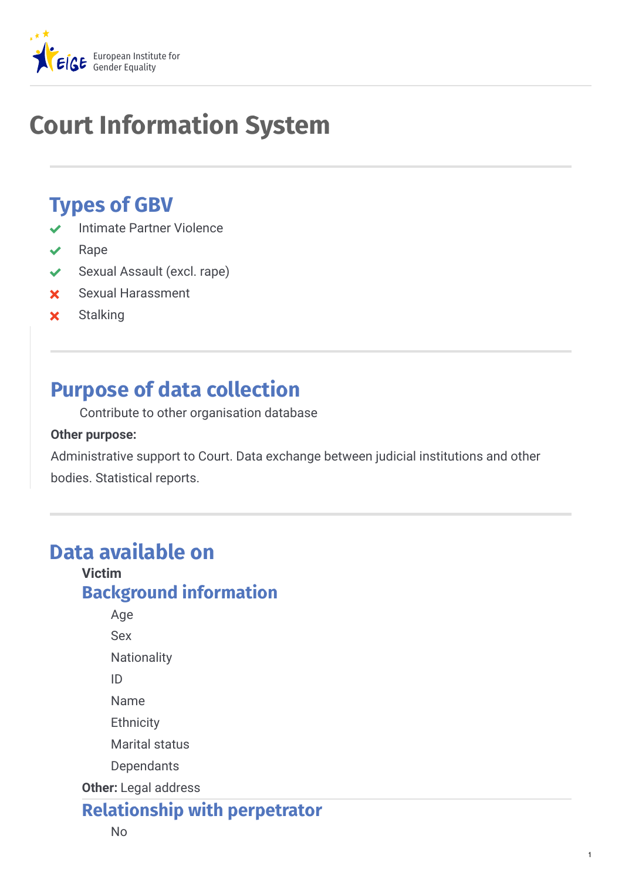# Court Information System

## Types of GBV

- ✔ Intimate Partner Violence
- ✔ Rape
- ✔ Sexual Assault (excl. rape)
- ✘ Sexual Harassment
- ✘ Stalking

## Purpose of data collection

Contribute to other organisation database

**Other purpose:**

Administrative support to Court. Data exchange between judicial institutions and other bodies. Statistical reports.

## Data available on

**Victim**

### Background information

Age

Sex

Nationality

ID

Name

Ethnicity

Marital status

Dependants

**Other:** Legal address

### Relationship with perpetrator

No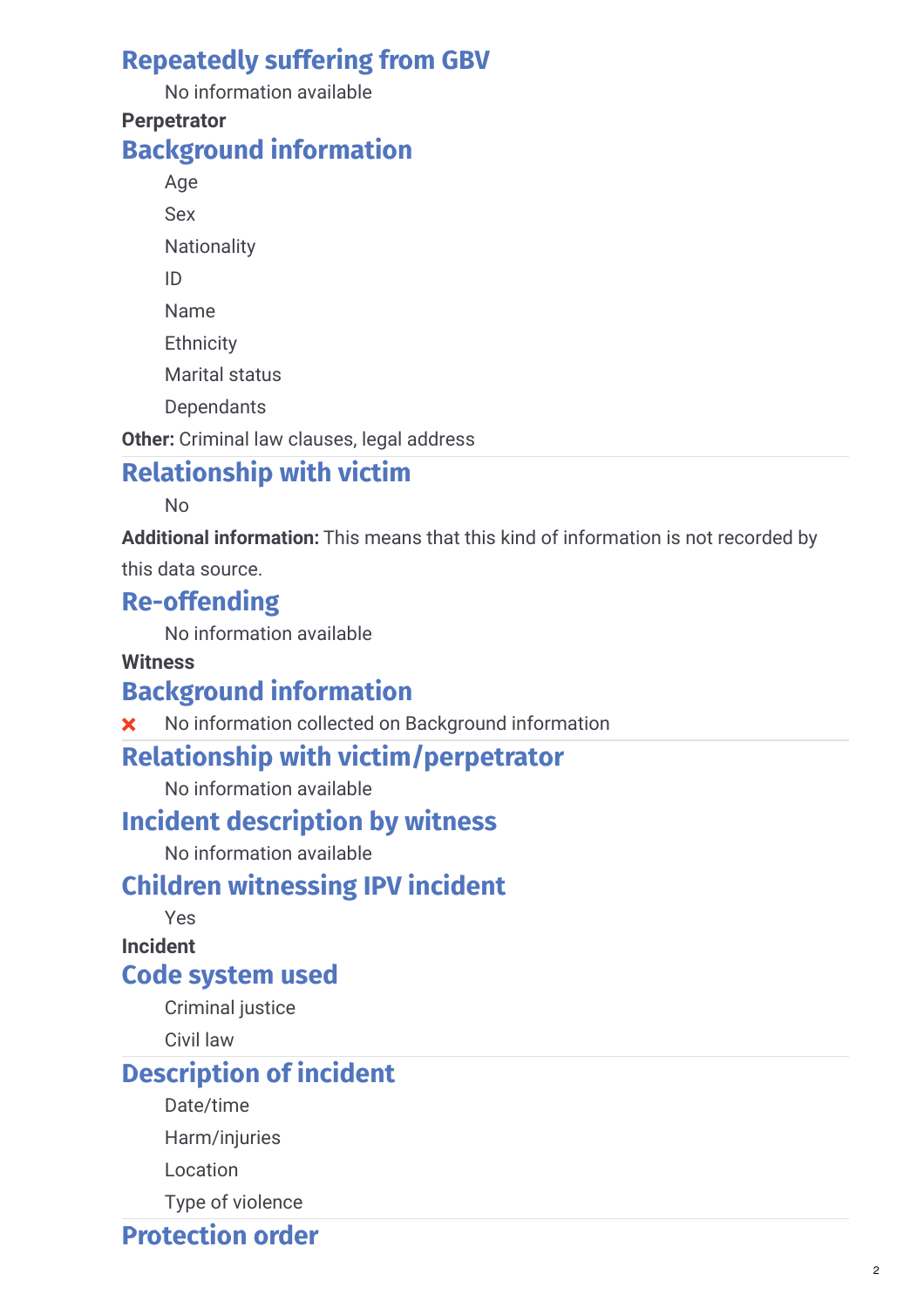## Repeatedly suffering from GBV

No information available

**Perpetrator**

## Background information

- Age
- Sex
- Nationality
- ID
- Name
- Ethnicity
- Marital status
- Dependants

**Other:** Criminal law clauses, legal address

## Relationship with victim

No

**Additional information:** This means that this kind of information is not recorded by this data source.

## Re-offending

No information available

**Witness**

## Background information

❌ No information collected on Background information

## Relationship with victim/perpetrator

No information available

## Incident description by witness

No information available

## Children witnessing IPV incident

Yes

**Incident**

## Code system used

- Criminal justice
- Civil law

## Description of incident

- Date/time
- Harm/injuries
- Location
- Type of violence

## Protection order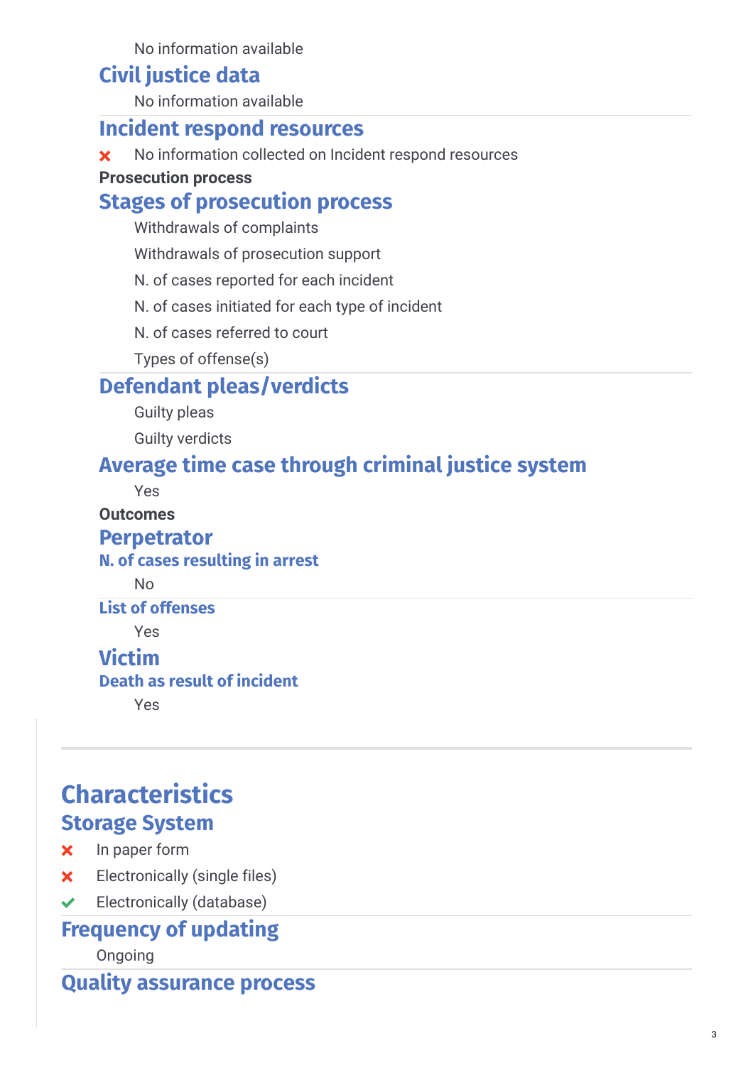No information available

### Civil justice data

No information available

### Incident respond resources

- ✗ No information collected on Incident respond resources

**Prosecution process**

### Stages of prosecution process

Withdrawals of complaints

Withdrawals of prosecution support

N. of cases reported for each incident

N. of cases initiated for each type of incident

N. of cases referred to court

Types of offense(s)

### Defendant pleas/verdicts

Guilty pleas

Guilty verdicts

### Average time case through criminal justice system

Yes

**Outcomes**

### Perpetrator

#### N. of cases resulting in arrest

No

#### List of offenses

Yes

### Victim

#### Death as result of incident

Yes

## Characteristics

### Storage System

- ✗ In paper form
- ✗ Electronically (single files)
- ✓ Electronically (database)

### Frequency of updating

Ongoing

### Quality assurance process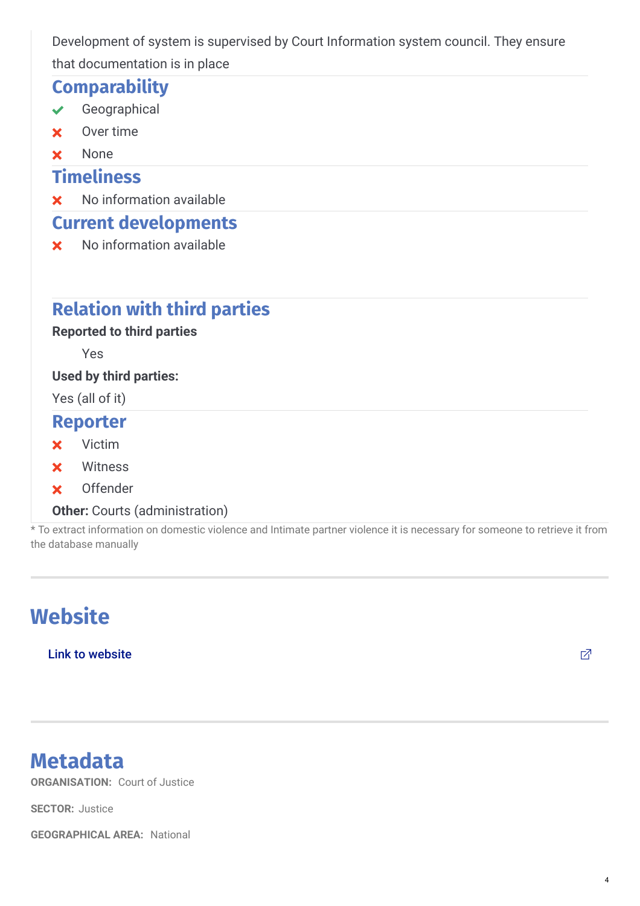Development of system is supervised by Court Information system council. They ensure that documentation is in place

## Comparability

- ✔ Geographical
- ✘ Over time
- ✘ None

## Timeliness

- ✘ No information available

## Current developments

- ✘ No information available

## Relation with third parties

**Reported to third parties**

Yes

**Used by third parties:**

Yes (all of it)

## Reporter

- ✘ Victim
- ✘ Witness
- ✘ Offender

**Other:** Courts (administration)

* To extract information on domestic violence and Intimate partner violence it is necessary for someone to retrieve it from the database manually

# Website

Link to website

# Metadata

**ORGANISATION:** Court of Justice

**SECTOR:** Justice

**GEOGRAPHICAL AREA:** National